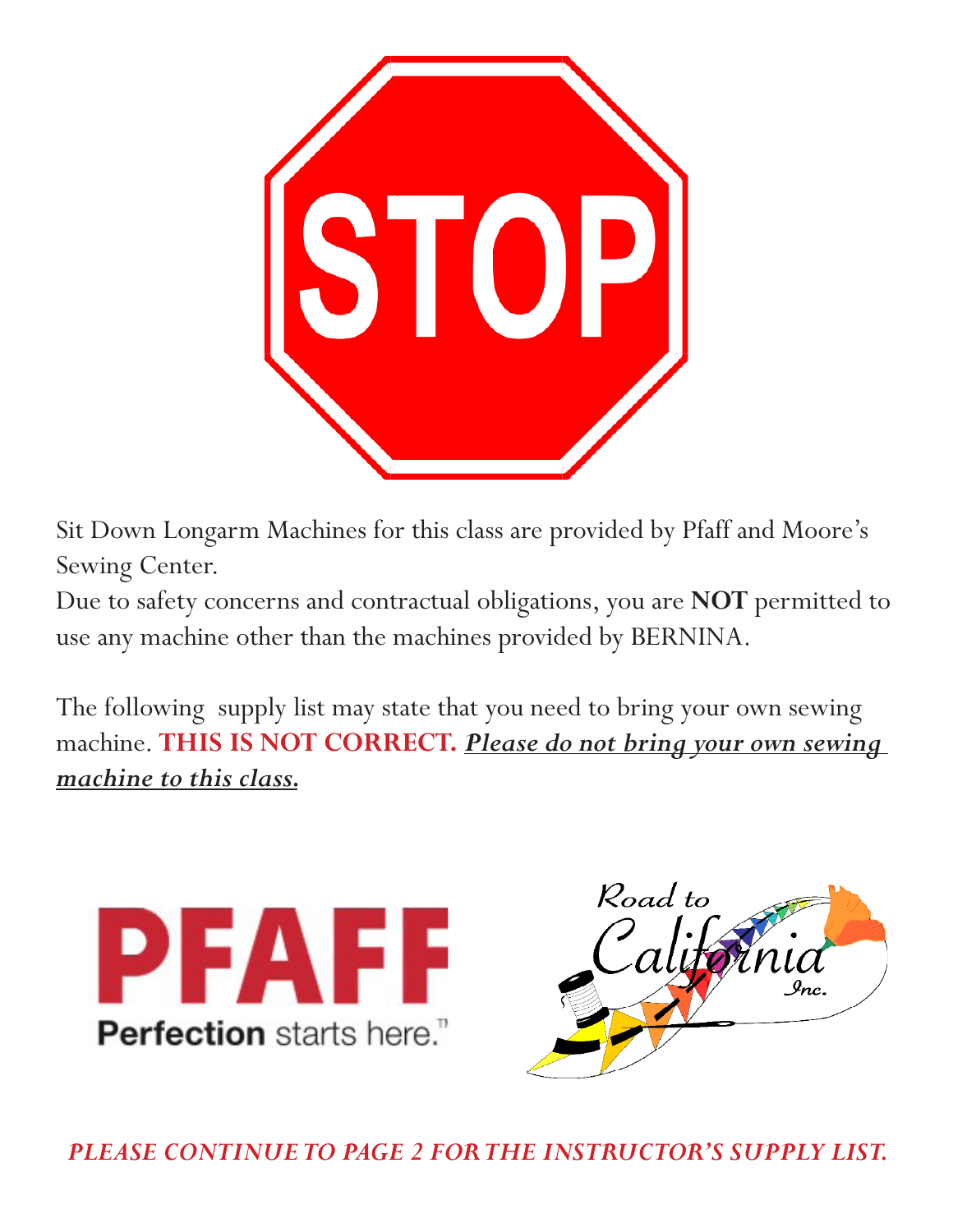STOP

Sit Down Longarm Machines for this class are provided by Pfaff and Moore's Sewing Center.

Due to safety concerns and contractual obligations, you are **NOT** permitted to use any machine other than the machines provided by BERNINA.

The following supply list may state that you need to bring your own sewing machine. **THIS IS NOT CORRECT.** ***Please do not bring your own sewing machine to this class.***

PFAFF
Perfection starts here.™

Road to California Inc.

***PLEASE CONTINUE TO PAGE 2 FOR THE INSTRUCTOR'S SUPPLY LIST.***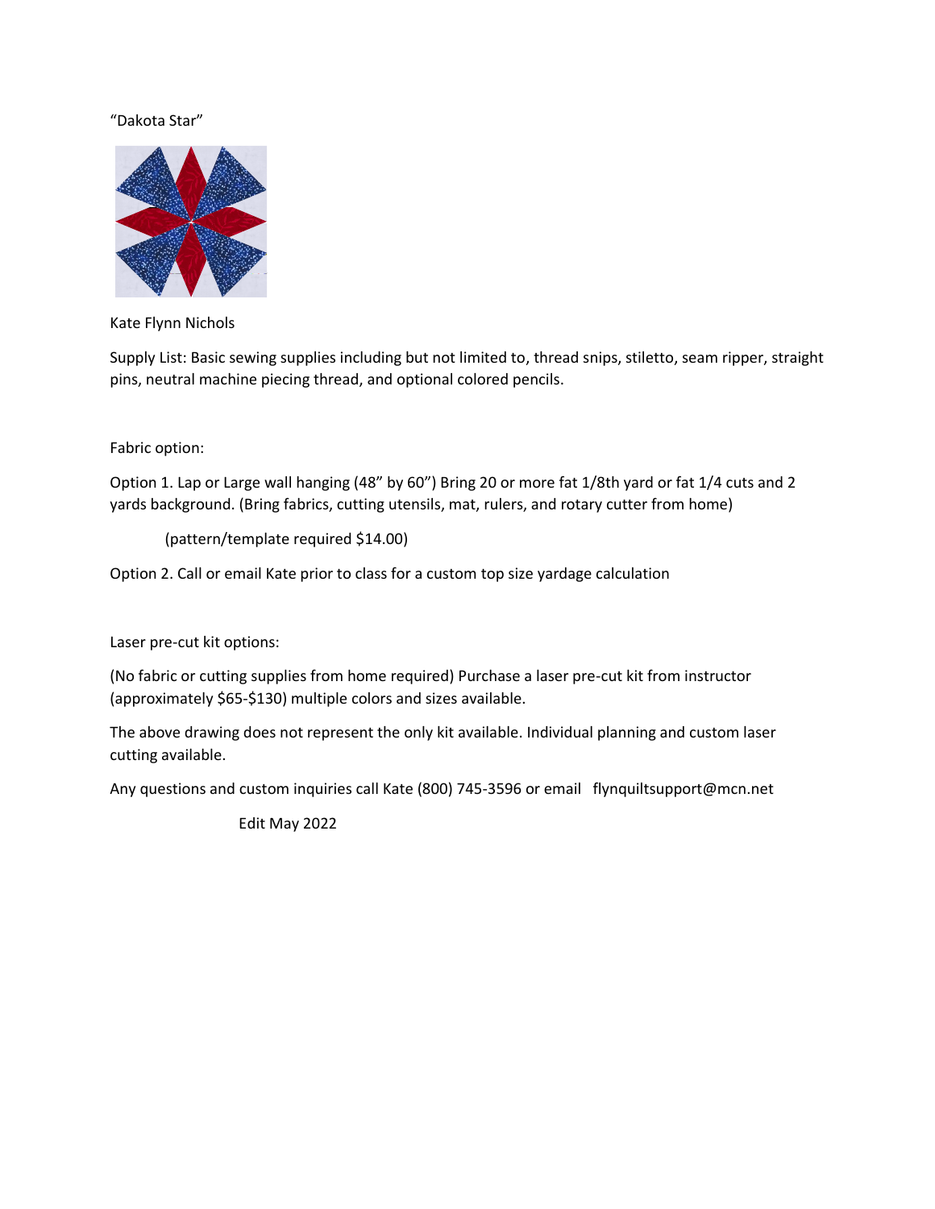"Dakota Star"

Kate Flynn Nichols

Supply List: Basic sewing supplies including but not limited to, thread snips, stiletto, seam ripper, straight pins, neutral machine piecing thread, and optional colored pencils.

Fabric option:

Option 1. Lap or Large wall hanging (48" by 60") Bring 20 or more fat 1/8th yard or fat 1/4 cuts and 2 yards background. (Bring fabrics, cutting utensils, mat, rulers, and rotary cutter from home)

(pattern/template required $14.00)

Option 2. Call or email Kate prior to class for a custom top size yardage calculation

Laser pre-cut kit options:

(No fabric or cutting supplies from home required) Purchase a laser pre-cut kit from instructor (approximately $65-$130) multiple colors and sizes available.

The above drawing does not represent the only kit available. Individual planning and custom laser cutting available.

Any questions and custom inquiries call Kate (800) 745-3596 or email flynquiltsupport@mcn.net

Edit May 2022